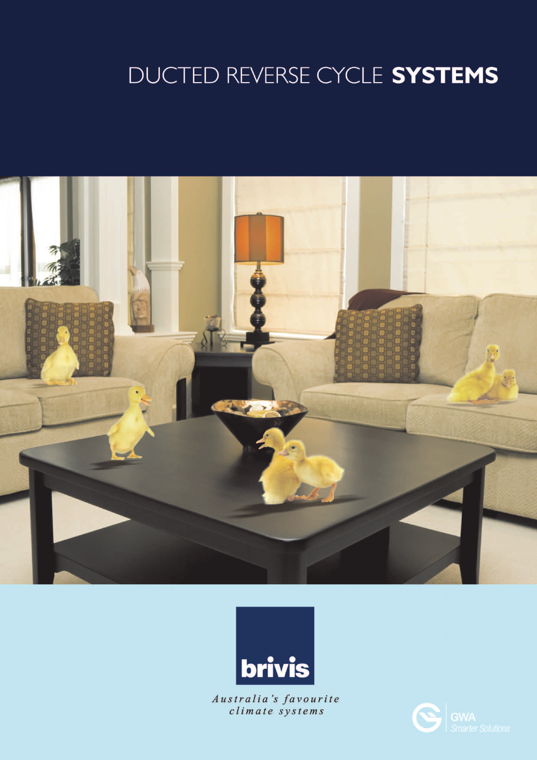# DUCTED REVERSE CYCLE **SYSTEMS**

brivis

*Australia's favourite climate systems*

GWA
Smarter Solutions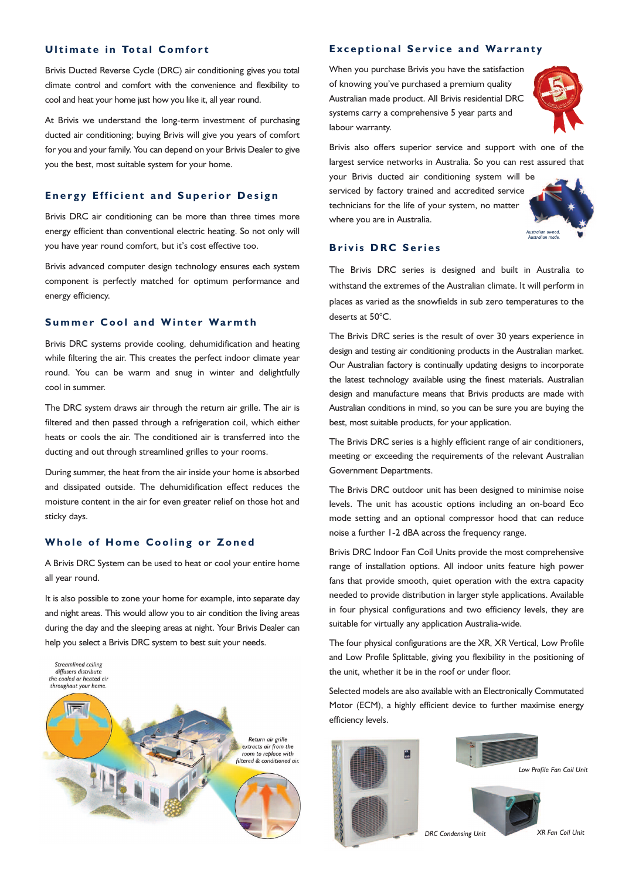## Ultimate in Total Comfort

Brivis Ducted Reverse Cycle (DRC) air conditioning gives you total climate control and comfort with the convenience and flexibility to cool and heat your home just how you like it, all year round.

At Brivis we understand the long-term investment of purchasing ducted air conditioning; buying Brivis will give you years of comfort for you and your family. You can depend on your Brivis Dealer to give you the best, most suitable system for your home.

## Energy Efficient and Superior Design

Brivis DRC air conditioning can be more than three times more energy efficient than conventional electric heating. So not only will you have year round comfort, but it's cost effective too.

Brivis advanced computer design technology ensures each system component is perfectly matched for optimum performance and energy efficiency.

## Summer Cool and Winter Warmth

Brivis DRC systems provide cooling, dehumidification and heating while filtering the air. This creates the perfect indoor climate year round. You can be warm and snug in winter and delightfully cool in summer.

The DRC system draws air through the return air grille. The air is filtered and then passed through a refrigeration coil, which either heats or cools the air. The conditioned air is transferred into the ducting and out through streamlined grilles to your rooms.

During summer, the heat from the air inside your home is absorbed and dissipated outside. The dehumidification effect reduces the moisture content in the air for even greater relief on those hot and sticky days.

## Whole of Home Cooling or Zoned

A Brivis DRC System can be used to heat or cool your entire home all year round.

It is also possible to zone your home for example, into separate day and night areas. This would allow you to air condition the living areas during the day and the sleeping areas at night. Your Brivis Dealer can help you select a Brivis DRC system to best suit your needs.

*Streamlined ceiling diffusers distribute the cooled or heated air throughout your home.*

*Return air grille extracts air from the room to replace with filtered & conditioned air.*

## Exceptional Service and Warranty

When you purchase Brivis you have the satisfaction of knowing you've purchased a premium quality Australian made product. All Brivis residential DRC systems carry a comprehensive 5 year parts and labour warranty.

Brivis also offers superior service and support with one of the largest service networks in Australia. So you can rest assured that your Brivis ducted air conditioning system will be serviced by factory trained and accredited service technicians for the life of your system, no matter where you are in Australia.

*Australian owned, Australian made.*

## Brivis DRC Series

The Brivis DRC series is designed and built in Australia to withstand the extremes of the Australian climate. It will perform in places as varied as the snowfields in sub zero temperatures to the deserts at 50°C.

The Brivis DRC series is the result of over 30 years experience in design and testing air conditioning products in the Australian market. Our Australian factory is continually updating designs to incorporate the latest technology available using the finest materials. Australian design and manufacture means that Brivis products are made with Australian conditions in mind, so you can be sure you are buying the best, most suitable products, for your application.

The Brivis DRC series is a highly efficient range of air conditioners, meeting or exceeding the requirements of the relevant Australian Government Departments.

The Brivis DRC outdoor unit has been designed to minimise noise levels. The unit has acoustic options including an on-board Eco mode setting and an optional compressor hood that can reduce noise a further 1-2 dBA across the frequency range.

Brivis DRC Indoor Fan Coil Units provide the most comprehensive range of installation options. All indoor units feature high power fans that provide smooth, quiet operation with the extra capacity needed to provide distribution in larger style applications. Available in four physical configurations and two efficiency levels, they are suitable for virtually any application Australia-wide.

The four physical configurations are the XR, XR Vertical, Low Profile and Low Profile Splittable, giving you flexibility in the positioning of the unit, whether it be in the roof or under floor.

Selected models are also available with an Electronically Commutated Motor (ECM), a highly efficient device to further maximise energy efficiency levels.

*Low Profile Fan Coil Unit*

*DRC Condensing Unit*

*XR Fan Coil Unit*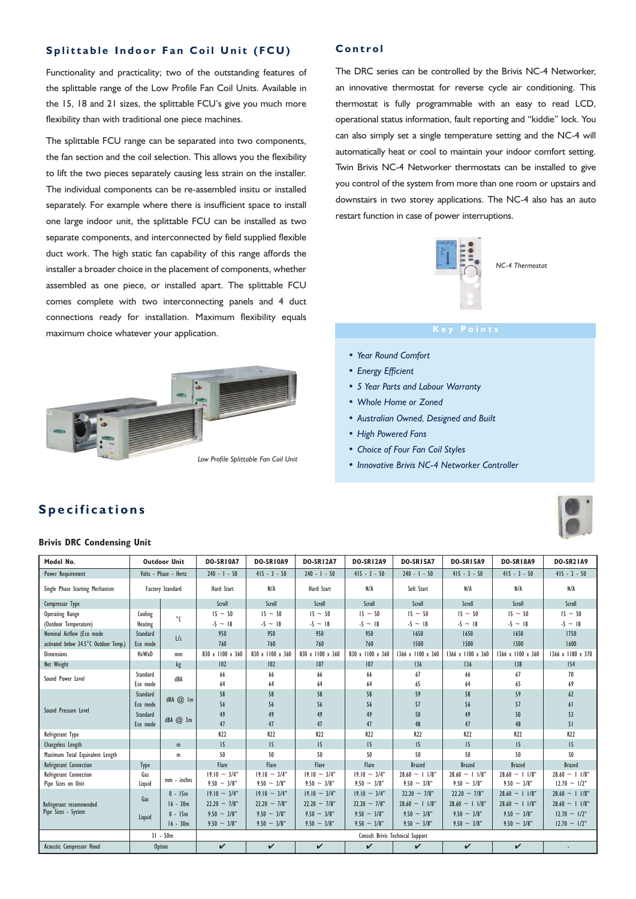## Splittable Indoor Fan Coil Unit (FCU)

Functionality and practicality; two of the outstanding features of the splittable range of the Low Profile Fan Coil Units. Available in the 15, 18 and 21 sizes, the splittable FCU's give you much more flexibility than with traditional one piece machines.

The splittable FCU range can be separated into two components, the fan section and the coil selection. This allows you the flexibility to lift the two pieces separately causing less strain on the installer. The individual components can be re-assembled insitu or installed separately. For example where there is insufficient space to install one large indoor unit, the splittable FCU can be installed as two separate components, and interconnected by field supplied flexible duct work. The high static fan capability of this range affords the installer a broader choice in the placement of components, whether assembled as one piece, or installed apart. The splittable FCU comes complete with two interconnecting panels and 4 duct connections ready for installation. Maximum flexibility equals maximum choice whatever your application.

*Low Profile Splittable Fan Coil Unit*

## Control

The DRC series can be controlled by the Brivis NC-4 Networker, an innovative thermostat for reverse cycle air conditioning. This thermostat is fully programmable with an easy to read LCD, operational status information, fault reporting and "kiddie" lock. You can also simply set a single temperature setting and the NC-4 will automatically heat or cool to maintain your indoor comfort setting. Twin Brivis NC-4 Networker thermostats can be installed to give you control of the system from more than one room or upstairs and downstairs in two storey applications. The NC-4 also has an auto restart function in case of power interruptions.

*NC-4 Thermostat*

### Key Points

- *Year Round Comfort*
- *Energy Efficient*
- *5 Year Parts and Labour Warranty*
- *Whole Home or Zoned*
- *Australian Owned, Designed and Built*
- *High Powered Fans*
- *Choice of Four Fan Coil Styles*
- *Innovative Brivis NC-4 Networker Controller*

## Specifications

**Brivis DRC Condensing Unit**

| Model No. | Outdoor Unit | | | DO-SR10A7 | DO-SR10A9 | DO-SR12A7 | DO-SR12A9 | DO-SR15A7 | DO-SR15A9 | DO-SR18A9 | DO-SR21A9 |
|---|---|---|---|---|---|---|---|---|---|---|---|
| Power Requirement | Volts - Phase - Hertz | | | 240 - 1 - 50 | 415 - 3 - 50 | 240 - 1 - 50 | 415 - 3 - 50 | 240 - 1 - 50 | 415 - 3 - 50 | 415 - 3 - 50 | 415 - 3 - 50 |
| Single Phase Starting Mechanism | Factory Standard | | | Hard Start | N/A | Hard Start | N/A | Soft Start | N/A | N/A | N/A |
| Compressor Type | | | | Scroll | Scroll | Scroll | Scroll | Scroll | Scroll | Scroll | Scroll |
| Operating Range (Outdoor Temperature) | Cooling | °C | | 15 ~ 50 | 15 ~ 50 | 15 ~ 50 | 15 ~ 50 | 15 ~ 50 | 15 ~ 50 | 15 ~ 50 | 15 ~ 50 |
| | Heating | | | -5 ~ 18 | -5 ~ 18 | -5 ~ 18 | -5 ~ 18 | -5 ~ 18 | -5 ~ 18 | -5 ~ 18 | -5 ~ 18 |
| Nominal Airflow (Eco mode activated below 34.5°C Outdoor Temp.) | Standard | L/s | | 950 | 950 | 950 | 950 | 1650 | 1650 | 1650 | 1750 |
| | Eco mode | | | 760 | 760 | 760 | 760 | 1500 | 1500 | 1500 | 1600 |
| Dimensions | HxWxD | mm | | 830 x 1100 x 360 | 830 x 1100 x 360 | 830 x 1100 x 360 | 830 x 1100 x 360 | 1366 x 1100 x 360 | 1366 x 1100 x 360 | 1366 x 1100 x 360 | 1366 x 1180 x 370 |
| Net Weight | | kg | | 102 | 102 | 107 | 107 | 136 | 136 | 138 | 154 |
| Sound Power Level | Standard | dBA | | 66 | 66 | 66 | 66 | 67 | 66 | 67 | 70 |
| | Eco mode | | | 64 | 64 | 64 | 64 | 65 | 64 | 65 | 69 |
| Sound Pressure Level | Standard | dBA @ 1m | | 58 | 58 | 58 | 58 | 59 | 58 | 59 | 62 |
| | Eco mode | | | 56 | 56 | 56 | 56 | 57 | 56 | 57 | 61 |
| | Standard | dBA @ 3m | | 49 | 49 | 49 | 49 | 50 | 49 | 50 | 53 |
| | Eco mode | | | 47 | 47 | 47 | 47 | 48 | 47 | 48 | 51 |
| Refrigerant Type | | | | R22 | R22 | R22 | R22 | R22 | R22 | R22 | R22 |
| Chargeless Length | | m | | 15 | 15 | 15 | 15 | 15 | 15 | 15 | 15 |
| Maximum Total Equivalent Length | | m | | 50 | 50 | 50 | 50 | 50 | 50 | 50 | 50 |
| Refrigerant Connection | Type | | | Flare | Flare | Flare | Flare | Brazed | Brazed | Brazed | Brazed |
| Refrigerant Connection Pipe Sizes on Unit | Gas | mm - inches | | 19.10 ~ 3/4" | 19.10 ~ 3/4" | 19.10 ~ 3/4" | 19.10 ~ 3/4" | 28.60 ~ 1 1/8" | 28.60 ~ 1 1/8" | 28.60 ~ 1 1/8" | 28.60 ~ 1 1/8" |
| | Liquid | | | 9.50 ~ 3/8" | 9.50 ~ 3/8" | 9.50 ~ 3/8" | 9.50 ~ 3/8" | 9.50 ~ 3/8" | 9.50 ~ 3/8" | 9.50 ~ 3/8" | 12.70 ~ 1/2" |
| Refrigerant recommended Pipe Sizes - System | Gas | 0 - 15m | | 19.10 ~ 3/4" | 19.10 ~ 3/4" | 19.10 ~ 3/4" | 19.10 ~ 3/4" | 22.20 ~ 7/8" | 22.20 ~ 7/8" | 28.60 ~ 1 1/8" | 28.60 ~ 1 1/8" |
| | | 16 - 30m | | 22.20 ~ 7/8" | 22.20 ~ 7/8" | 22.20 ~ 7/8" | 22.20 ~ 7/8" | 28.60 ~ 1 1/8" | 28.60 ~ 1 1/8" | 28.60 ~ 1 1/8" | 28.60 ~ 1 1/8" |
| | Liquid | 0 - 15m | | 9.50 ~ 3/8" | 9.50 ~ 3/8" | 9.50 ~ 3/8" | 9.50 ~ 3/8" | 9.50 ~ 3/8" | 9.50 ~ 3/8" | 9.50 ~ 3/8" | 12.70 ~ 1/2" |
| | | 16 - 30m | | 9.50 ~ 3/8" | 9.50 ~ 3/8" | 9.50 ~ 3/8" | 9.50 ~ 3/8" | 9.50 ~ 3/8" | 9.50 ~ 3/8" | 9.50 ~ 3/8" | 12.70 ~ 1/2" |
| | 31 - 50m | | | Consult Brivis Technical Support | | | | | | | |
| Acoustic Compressor Hood | Option | | | ✔ | ✔ | ✔ | ✔ | ✔ | ✔ | ✔ | - |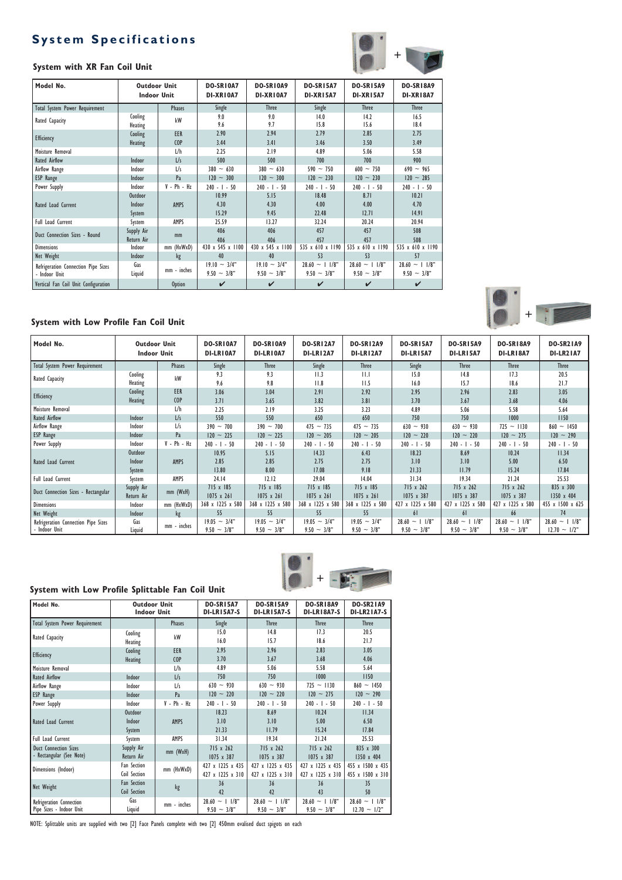# System Specifications

## System with XR Fan Coil Unit

| Model No. | Outdoor Unit / Indoor Unit | | DO-SR10A7 / DI-XR10A7 | DO-SR10A9 / DI-XR10A7 | DO-SR15A7 / DI-XR15A7 | DO-SR15A9 / DI-XR15A7 | DO-SR18A9 / DI-XR18A7 |
|---|---|---|---|---|---|---|---|
| Total System Power Requirement | | Phases | Single | Three | Single | Three | Three |
| Rated Capacity | Cooling | kW | 9.0 | 9.0 | 14.0 | 14.2 | 16.5 |
| | Heating | | 9.6 | 9.7 | 15.8 | 15.6 | 18.4 |
| Efficiency | Cooling | EER | 2.90 | 2.94 | 2.79 | 2.85 | 2.75 |
| | Heating | COP | 3.44 | 3.41 | 3.46 | 3.50 | 3.49 |
| Moisture Removal | | L/h | 2.25 | 2.19 | 4.89 | 5.06 | 5.58 |
| Rated Airflow | Indoor | L/s | 500 | 500 | 700 | 700 | 900 |
| Airflow Range | Indoor | L/s | 380 ~ 630 | 380 ~ 630 | 590 ~ 750 | 600 ~ 750 | 690 ~ 965 |
| ESP Range | Indoor | Pa | 120 ~ 300 | 120 ~ 300 | 120 ~ 230 | 120 ~ 230 | 120 ~ 285 |
| Power Supply | Indoor | V - Ph - Hz | 240 - 1 - 50 | 240 - 1 - 50 | 240 - 1 - 50 | 240 - 1 - 50 | 240 - 1 - 50 |
| Rated Load Current | Outdoor | AMPS | 10.99 | 5.15 | 18.48 | 8.71 | 10.21 |
| | Indoor | | 4.30 | 4.30 | 4.00 | 4.00 | 4.70 |
| | System | | 15.29 | 9.45 | 22.48 | 12.71 | 14.91 |
| Full Load Current | System | AMPS | 25.59 | 13.27 | 32.24 | 20.24 | 20.94 |
| Duct Connection Sizes - Round | Supply Air | mm | 406 | 406 | 457 | 457 | 508 |
| | Return Air | | 406 | 406 | 457 | 457 | 508 |
| Dimensions | Indoor | mm (HxWxD) | 430 x 545 x 1100 | 430 x 545 x 1100 | 535 x 610 x 1190 | 535 x 610 x 1190 | 535 x 610 x 1190 |
| Net Weight | Indoor | kg | 40 | 40 | 53 | 53 | 57 |
| Refrigeration Connection Pipe Sizes - Indoor Unit | Gas | mm - inches | 19.10 ~ 3/4" | 19.10 ~ 3/4" | 28.60 ~ 1 1/8" | 28.60 ~ 1 1/8" | 28.60 ~ 1 1/8" |
| | Liquid | | 9.50 ~ 3/8" | 9.50 ~ 3/8" | 9.50 ~ 3/8" | 9.50 ~ 3/8" | 9.50 ~ 3/8" |
| Vertical Fan Coil Unit Configuration | | Option | ✔ | ✔ | ✔ | ✔ | ✔ |

## System with Low Profile Fan Coil Unit

| Model No. | Outdoor Unit / Indoor Unit | | DO-SR10A7 / DI-LR10A7 | DO-SR10A9 / DI-LR10A7 | DO-SR12A7 / DI-LR12A7 | DO-SR12A9 / DI-LR12A7 | DO-SR15A7 / DI-LR15A7 | DO-SR15A9 / DI-LR15A7 | DO-SR18A9 / DI-LR18A7 | DO-SR21A9 / DI-LR21A7 |
|---|---|---|---|---|---|---|---|---|---|---|
| Total System Power Requirement | | Phases | Single | Three | Single | Three | Single | Three | Three | Three |
| Rated Capacity | Cooling | kW | 9.3 | 9.3 | 11.3 | 11.1 | 15.0 | 14.8 | 17.3 | 20.5 |
| | Heating | | 9.6 | 9.8 | 11.8 | 11.5 | 16.0 | 15.7 | 18.6 | 21.7 |
| Efficiency | Cooling | EER | 3.06 | 3.04 | 2.91 | 2.92 | 2.95 | 2.96 | 2.83 | 3.05 |
| | Heating | COP | 3.71 | 3.65 | 3.82 | 3.81 | 3.70 | 3.67 | 3.68 | 4.06 |
| Moisture Removal | | L/h | 2.25 | 2.19 | 3.25 | 3.23 | 4.89 | 5.06 | 5.58 | 5.64 |
| Rated Airflow | Indoor | L/s | 550 | 550 | 650 | 650 | 750 | 750 | 1000 | 1150 |
| Airflow Range | Indoor | L/s | 390 ~ 700 | 390 ~ 700 | 475 ~ 735 | 475 ~ 735 | 630 ~ 930 | 630 ~ 930 | 725 ~ 1130 | 860 ~ 1450 |
| ESP Range | Indoor | Pa | 120 ~ 225 | 120 ~ 225 | 120 ~ 205 | 120 ~ 205 | 120 ~ 220 | 120 ~ 220 | 120 ~ 275 | 120 ~ 290 |
| Power Supply | Indoor | V - Ph - Hz | 240 - 1 - 50 | 240 - 1 - 50 | 240 - 1 - 50 | 240 - 1 - 50 | 240 - 1 - 50 | 240 - 1 - 50 | 240 - 1 - 50 | 240 - 1 - 50 |
| Rated Load Current | Outdoor | AMPS | 10.95 | 5.15 | 14.33 | 6.43 | 18.23 | 8.69 | 10.24 | 11.34 |
| | Indoor | | 2.85 | 2.85 | 2.75 | 2.75 | 3.10 | 3.10 | 5.00 | 6.50 |
| | System | | 13.80 | 8.00 | 17.08 | 9.18 | 21.33 | 11.79 | 15.24 | 17.84 |
| Full Load Current | System | AMPS | 24.14 | 12.12 | 29.04 | 14.04 | 31.34 | 19.34 | 21.24 | 25.53 |
| Duct Connection Sizes - Rectangular | Supply Air | mm (WxH) | 715 x 185 | 715 x 185 | 715 x 185 | 715 x 185 | 715 x 262 | 715 x 262 | 715 x 262 | 835 x 300 |
| | Return Air | | 1075 x 261 | 1075 x 261 | 1075 x 261 | 1075 x 261 | 1075 x 387 | 1075 x 387 | 1075 x 387 | 1350 x 404 |
| Dimensions | Indoor | mm (HxWxD) | 368 x 1225 x 580 | 368 x 1225 x 580 | 368 x 1225 x 580 | 368 x 1225 x 580 | 427 x 1225 x 580 | 427 x 1225 x 580 | 427 x 1225 x 580 | 455 x 1500 x 625 |
| Net Weight | Indoor | kg | 55 | 55 | 55 | 55 | 61 | 61 | 66 | 74 |
| Refrigeration Connection Pipe Sizes - Indoor Unit | Gas | mm - inches | 19.05 ~ 3/4" | 19.05 ~ 3/4" | 19.05 ~ 3/4" | 19.05 ~ 3/4" | 28.60 ~ 1 1/8" | 28.60 ~ 1 1/8" | 28.60 ~ 1 1/8" | 28.60 ~ 1 1/8" |
| | Liquid | | 9.50 ~ 3/8" | 9.50 ~ 3/8" | 9.50 ~ 3/8" | 9.50 ~ 3/8" | 9.50 ~ 3/8" | 9.50 ~ 3/8" | 9.50 ~ 3/8" | 12.70 ~ 1/2" |

## System with Low Profile Splittable Fan Coil Unit

| Model No. | Outdoor Unit / Indoor Unit | | DO-SR15A7 / DI-LR15A7-S | DO-SR15A9 / DI-LR15A7-S | DO-SR18A9 / DI-LR18A7-S | DO-SR21A9 / DI-LR21A7-S |
|---|---|---|---|---|---|---|
| Total System Power Requirement | | Phases | Single | Three | Three | Three |
| Rated Capacity | Cooling | kW | 15.0 | 14.8 | 17.3 | 20.5 |
| | Heating | | 16.0 | 15.7 | 18.6 | 21.7 |
| Efficiency | Cooling | EER | 2.95 | 2.96 | 2.83 | 3.05 |
| | Heating | COP | 3.70 | 3.67 | 3.68 | 4.06 |
| Moisture Removal | | L/h | 4.89 | 5.06 | 5.58 | 5.64 |
| Rated Airflow | Indoor | L/s | 750 | 750 | 1000 | 1150 |
| Airflow Range | Indoor | L/s | 630 ~ 930 | 630 ~ 930 | 725 ~ 1130 | 860 ~ 1450 |
| ESP Range | Indoor | Pa | 120 ~ 220 | 120 ~ 220 | 120 ~ 275 | 120 ~ 290 |
| Power Supply | Indoor | V - Ph - Hz | 240 - 1 - 50 | 240 - 1 - 50 | 240 - 1 - 50 | 240 - 1 - 50 |
| Rated Load Current | Outdoor | AMPS | 18.23 | 8.69 | 10.24 | 11.34 |
| | Indoor | | 3.10 | 3.10 | 5.00 | 6.50 |
| | System | | 21.33 | 11.79 | 15.24 | 17.84 |
| Full Load Current | System | AMPS | 31.34 | 19.34 | 21.24 | 25.53 |
| Duct Connection Sizes - Rectangular (See Note) | Supply Air | mm (WxH) | 715 x 262 | 715 x 262 | 715 x 262 | 835 x 300 |
| | Return Air | | 1075 x 387 | 1075 x 387 | 1075 x 387 | 1350 x 404 |
| Dimensions (Indoor) | Fan Section | mm (HxWxD) | 427 x 1225 x 435 | 427 x 1225 x 435 | 427 x 1225 x 435 | 455 x 1500 x 435 |
| | Coil Section | | 427 x 1225 x 310 | 427 x 1225 x 310 | 427 x 1225 x 310 | 455 x 1500 x 310 |
| Net Weight | Fan Section | kg | 36 | 36 | 36 | 35 |
| | Coil Section | | 42 | 42 | 43 | 50 |
| Refrigeration Connection Pipe Sizes - Indoor Unit | Gas | mm - inches | 28.60 ~ 1 1/8" | 28.60 ~ 1 1/8" | 28.60 ~ 1 1/8" | 28.60 ~ 1 1/8" |
| | Liquid | | 9.50 ~ 3/8" | 9.50 ~ 3/8" | 9.50 ~ 3/8" | 12.70 ~ 1/2" |

NOTE: Splittable units are supplied with two [2] Face Panels complete with two [2] 450mm ovalised duct spigots on each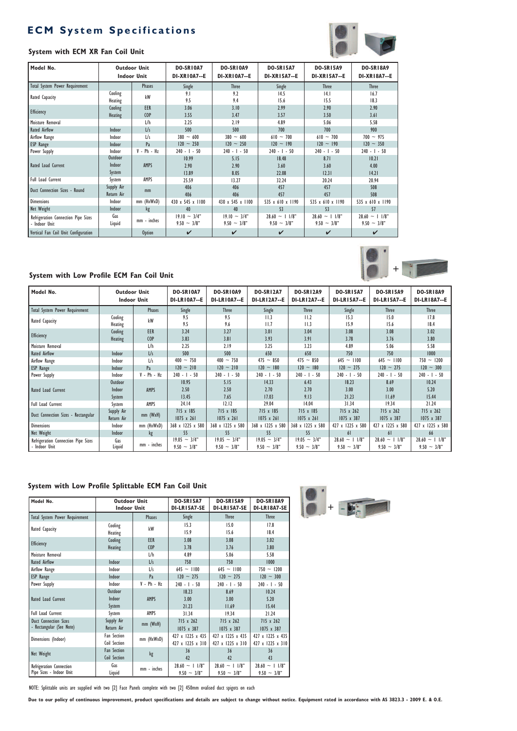# ECM System Specifications

### System with ECM XR Fan Coil Unit

| Model No. | Outdoor Unit / Indoor Unit | | DO-SR10A7 DI-XR10A7--E | DO-SR10A9 DI-XR10A7--E | DO-SR15A7 DI-XR15A7--E | DO-SR15A9 DI-XR15A7--E | DO-SR18A9 DI-XR18A7--E |
|---|---|---|---|---|---|---|---|
| Total System Power Requirement | | Phases | Single | Three | Single | Three | Three |
| Rated Capacity | Cooling | kW | 9.1 | 9.2 | 14.5 | 14.1 | 16.7 |
| | Heating | | 9.5 | 9.4 | 15.6 | 15.5 | 18.3 |
| Efficiency | Cooling | EER | 3.06 | 3.10 | 2.99 | 2.90 | 2.90 |
| | Heating | COP | 3.55 | 3.47 | 3.57 | 3.50 | 3.61 |
| Moisture Removal | | L/h | 2.25 | 2.19 | 4.89 | 5.06 | 5.58 |
| Rated Airflow | Indoor | L/s | 500 | 500 | 700 | 700 | 900 |
| Airflow Range | Indoor | L/s | 380 ~ 600 | 380 ~ 600 | 610 ~ 700 | 610 ~ 700 | 700 ~ 975 |
| ESP Range | Indoor | Pa | 120 ~ 250 | 120 ~ 250 | 120 ~ 190 | 120 ~ 190 | 120 ~ 350 |
| Power Supply | Indoor | V - Ph - Hz | 240 - 1 - 50 | 240 - 1 - 50 | 240 - 1 - 50 | 240 - 1 - 50 | 240 - 1 - 50 |
| Rated Load Current | Outdoor | AMPS | 10.99 | 5.15 | 18.48 | 8.71 | 10.21 |
| | Indoor | | 2.90 | 2.90 | 3.60 | 3.60 | 4.00 |
| | System | | 13.89 | 8.05 | 22.08 | 12.31 | 14.21 |
| Full Load Current | System | AMPS | 25.59 | 13.27 | 32.24 | 20.24 | 20.94 |
| Duct Connection Sizes - Round | Supply Air | mm | 406 | 406 | 457 | 457 | 508 |
| | Return Air | | 406 | 406 | 457 | 457 | 508 |
| Dimensions | Indoor | mm (HxWxD) | 430 x 545 x 1100 | 430 x 545 x 1100 | 535 x 610 x 1190 | 535 x 610 x 1190 | 535 x 610 x 1190 |
| Net Weight | Indoor | kg | 40 | 40 | 53 | 53 | 57 |
| Refrigeration Connection Pipe Sizes - Indoor Unit | Gas | mm - inches | 19.10 ~ 3/4" | 19.10 ~ 3/4" | 28.60 ~ 1 1/8" | 28.60 ~ 1 1/8" | 28.60 ~ 1 1/8" |
| | Liquid | | 9.50 ~ 3/8" | 9.50 ~ 3/8" | 9.50 ~ 3/8" | 9.50 ~ 3/8" | 9.50 ~ 3/8" |
| Vertical Fan Coil Unit Configuration | | Option | ✔ | ✔ | ✔ | ✔ | ✔ |

### System with Low Profile ECM Fan Coil Unit

| Model No. | Outdoor Unit / Indoor Unit | | DO-SR10A7 DI-LR10A7--E | DO-SR10A9 DI-LR10A7--E | DO-SR12A7 DI-LR12A7--E | DO-SR12A9 DI-LR12A7--E | DO-SR15A7 DI-LR15A7--E | DO-SR15A9 DI-LR15A7--E | DO-SR18A9 DI-LR18A7--E |
|---|---|---|---|---|---|---|---|---|---|
| Total System Power Requirement | | Phases | Single | Three | Single | Three | Single | Three | Three |
| Rated Capacity | Cooling | kW | 9.5 | 9.5 | 11.3 | 11.2 | 15.3 | 15.0 | 17.8 |
| | Heating | | 9.5 | 9.6 | 11.7 | 11.3 | 15.9 | 15.6 | 18.4 |
| Efficiency | Cooling | EER | 3.24 | 3.27 | 3.01 | 3.04 | 3.08 | 3.08 | 3.02 |
| | Heating | COP | 3.83 | 3.81 | 3.93 | 3.91 | 3.78 | 3.76 | 3.80 |
| Moisture Removal | | L/h | 2.25 | 2.19 | 3.25 | 3.23 | 4.89 | 5.06 | 5.58 |
| Rated Airflow | Indoor | L/s | 500 | 500 | 650 | 650 | 750 | 750 | 1000 |
| Airflow Range | Indoor | L/s | 400 ~ 750 | 400 ~ 750 | 475 ~ 850 | 475 ~ 850 | 645 ~ 1100 | 645 ~ 1100 | 750 ~ 1200 |
| ESP Range | Indoor | Pa | 120 ~ 210 | 120 ~ 210 | 120 ~ 180 | 120 ~ 180 | 120 ~ 275 | 120 ~ 275 | 120 ~ 300 |
| Power Supply | Indoor | V - Ph - Hz | 240 - 1 - 50 | 240 - 1 - 50 | 240 - 1 - 50 | 240 - 1 - 50 | 240 - 1 - 50 | 240 - 1 - 50 | 240 - 1 - 50 |
| Rated Load Current | Outdoor | AMPS | 10.95 | 5.15 | 14.33 | 6.43 | 18.23 | 8.69 | 10.24 |
| | Indoor | | 2.50 | 2.50 | 2.70 | 2.70 | 3.00 | 3.00 | 5.20 |
| | System | | 13.45 | 7.65 | 17.03 | 9.13 | 21.23 | 11.69 | 15.44 |
| Full Load Current | System | AMPS | 24.14 | 12.12 | 29.04 | 14.04 | 31.34 | 19.34 | 21.24 |
| Duct Connection Sizes - Rectangular | Supply Air | mm (WxH) | 715 x 185 | 715 x 185 | 715 x 185 | 715 x 185 | 715 x 262 | 715 x 262 | 715 x 262 |
| | Return Air | | 1075 x 261 | 1075 x 261 | 1075 x 261 | 1075 x 261 | 1075 x 387 | 1075 x 387 | 1075 x 387 |
| Dimensions | Indoor | mm (HxWxD) | 368 x 1225 x 580 | 368 x 1225 x 580 | 368 x 1225 x 580 | 368 x 1225 x 580 | 427 x 1225 x 580 | 427 x 1225 x 580 | 427 x 1225 x 580 |
| Net Weight | Indoor | kg | 55 | 55 | 55 | 55 | 61 | 61 | 66 |
| Refrigeration Connection Pipe Sizes - Indoor Unit | Gas | mm - inches | 19.05 ~ 3/4" | 19.05 ~ 3/4" | 19.05 ~ 3/4" | 19.05 ~ 3/4" | 28.60 ~ 1 1/8" | 28.60 ~ 1 1/8" | 28.60 ~ 1 1/8" |
| | Liquid | | 9.50 ~ 3/8" | 9.50 ~ 3/8" | 9.50 ~ 3/8" | 9.50 ~ 3/8" | 9.50 ~ 3/8" | 9.50 ~ 3/8" | 9.50 ~ 3/8" |

### System with Low Profile Splittable ECM Fan Coil Unit

| Model No. | Outdoor Unit / Indoor Unit | | DO-SR15A7 DI-LR15A7-SE | DO-SR15A9 DI-LR15A7-SE | DO-SR18A9 DI-LR18A7-SE |
|---|---|---|---|---|---|
| Total System Power Requirement | | Phases | Single | Three | Three |
| Rated Capacity | Cooling | kW | 15.3 | 15.0 | 17.8 |
| | Heating | | 15.9 | 15.6 | 18.4 |
| Efficiency | Cooling | EER | 3.08 | 3.08 | 3.02 |
| | Heating | COP | 3.78 | 3.76 | 3.80 |
| Moisture Removal | | L/h | 4.89 | 5.06 | 5.58 |
| Rated Airflow | Indoor | L/s | 750 | 750 | 1000 |
| Airflow Range | Indoor | L/s | 645 ~ 1100 | 645 ~ 1100 | 750 ~ 1200 |
| ESP Range | Indoor | Pa | 120 ~ 275 | 120 ~ 275 | 120 ~ 300 |
| Power Supply | Indoor | V - Ph - Hz | 240 - 1 - 50 | 240 - 1 - 50 | 240 - 1 - 50 |
| Rated Load Current | Outdoor | AMPS | 18.23 | 8.69 | 10.24 |
| | Indoor | | 3.00 | 3.00 | 5.20 |
| | System | | 21.23 | 11.69 | 15.44 |
| Full Load Current | System | AMPS | 31.34 | 19.34 | 21.24 |
| Duct Connection Sizes - Rectangular (See Note) | Supply Air | mm (WxH) | 715 x 262 | 715 x 262 | 715 x 262 |
| | Return Air | | 1075 x 387 | 1075 x 387 | 1075 x 387 |
| Dimensions (Indoor) | Fan Section | mm (HxWxD) | 427 x 1225 x 435 | 427 x 1225 x 435 | 427 x 1225 x 435 |
| | Coil Section | | 427 x 1225 x 310 | 427 x 1225 x 310 | 427 x 1225 x 310 |
| Net Weight | Fan Section | kg | 36 | 36 | 36 |
| | Coil Section | | 42 | 42 | 43 |
| Refrigeration Connection Pipe Sizes - Indoor Unit | Gas | mm - inches | 28.60 ~ 1 1/8" | 28.60 ~ 1 1/8" | 28.60 ~ 1 1/8" |
| | Liquid | | 9.50 ~ 3/8" | 9.50 ~ 3/8" | 9.50 ~ 3/8" |

NOTE: Splittable units are supplied with two [2] Face Panels complete with two [2] 450mm ovalised duct spigots on each

**Due to our policy of continuous improvement, product specifications and details are subject to change without notice. Equipment rated in accordance with AS 3823.3 - 2009 E. & O.E.**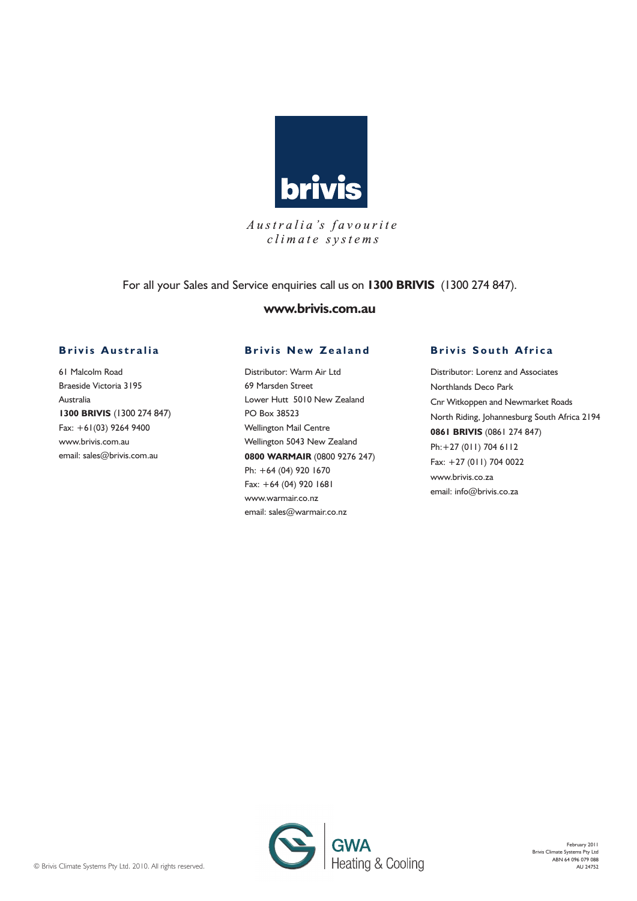brivis

*Australia's favourite climate systems*

For all your Sales and Service enquiries call us on **1300 BRIVIS** (1300 274 847).

**www.brivis.com.au**

### Brivis Australia

61 Malcolm Road
Braeside Victoria 3195
Australia
**1300 BRIVIS** (1300 274 847)
Fax: +61(03) 9264 9400
www.brivis.com.au
email: sales@brivis.com.au

### Brivis New Zealand

Distributor: Warm Air Ltd
69 Marsden Street
Lower Hutt 5010 New Zealand
PO Box 38523
Wellington Mail Centre
Wellington 5043 New Zealand
**0800 WARMAIR** (0800 9276 247)
Ph: +64 (04) 920 1670
Fax: +64 (04) 920 1681
www.warmair.co.nz
email: sales@warmair.co.nz

### Brivis South Africa

Distributor: Lorenz and Associates
Northlands Deco Park
Cnr Witkoppen and Newmarket Roads
North Riding, Johannesburg South Africa 2194
**0861 BRIVIS** (0861 274 847)
Ph:+27 (011) 704 6112
Fax: +27 (011) 704 0022
www.brivis.co.za
email: info@brivis.co.za

© Brivis Climate Systems Pty Ltd. 2010. All rights reserved.

GWA Heating & Cooling

February 2011
Brivis Climate Systems Pty Ltd
ABN 64 096 079 088
AU 24752